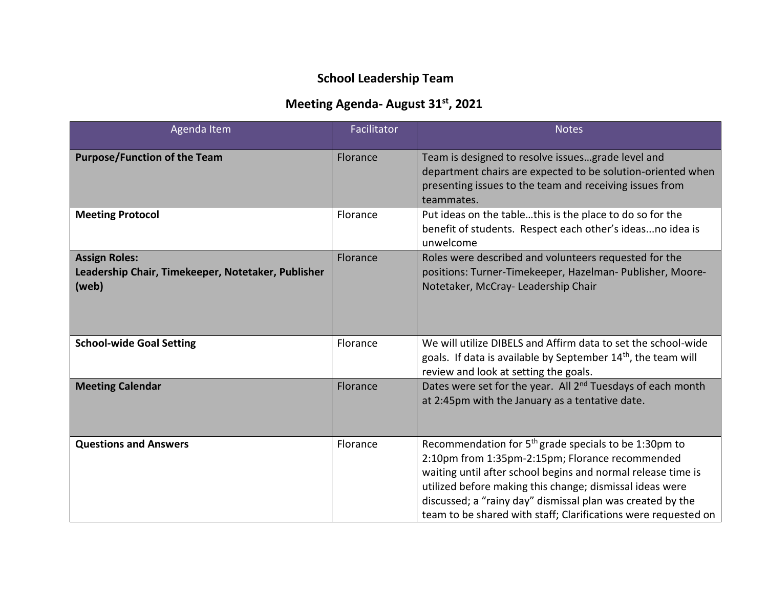# School Leadership Team

## Meeting Agenda- August 31st, 2021

| Agenda Item | Facilitator | Notes |
| --- | --- | --- |
| **Purpose/Function of the Team** | Florance | Team is designed to resolve issues…grade level and department chairs are expected to be solution-oriented when presenting issues to the team and receiving issues from teammates. |
| **Meeting Protocol** | Florance | Put ideas on the table…this is the place to do so for the benefit of students. Respect each other's ideas...no idea is unwelcome |
| **Assign Roles: Leadership Chair, Timekeeper, Notetaker, Publisher (web)** | Florance | Roles were described and volunteers requested for the positions: Turner-Timekeeper, Hazelman- Publisher, Moore-Notetaker, McCray- Leadership Chair |
| **School-wide Goal Setting** | Florance | We will utilize DIBELS and Affirm data to set the school-wide goals. If data is available by September 14th, the team will review and look at setting the goals. |
| **Meeting Calendar** | Florance | Dates were set for the year. All 2nd Tuesdays of each month at 2:45pm with the January as a tentative date. |
| **Questions and Answers** | Florance | Recommendation for 5th grade specials to be 1:30pm to 2:10pm from 1:35pm-2:15pm; Florance recommended waiting until after school begins and normal release time is utilized before making this change; dismissal ideas were discussed; a "rainy day" dismissal plan was created by the team to be shared with staff; Clarifications were requested on |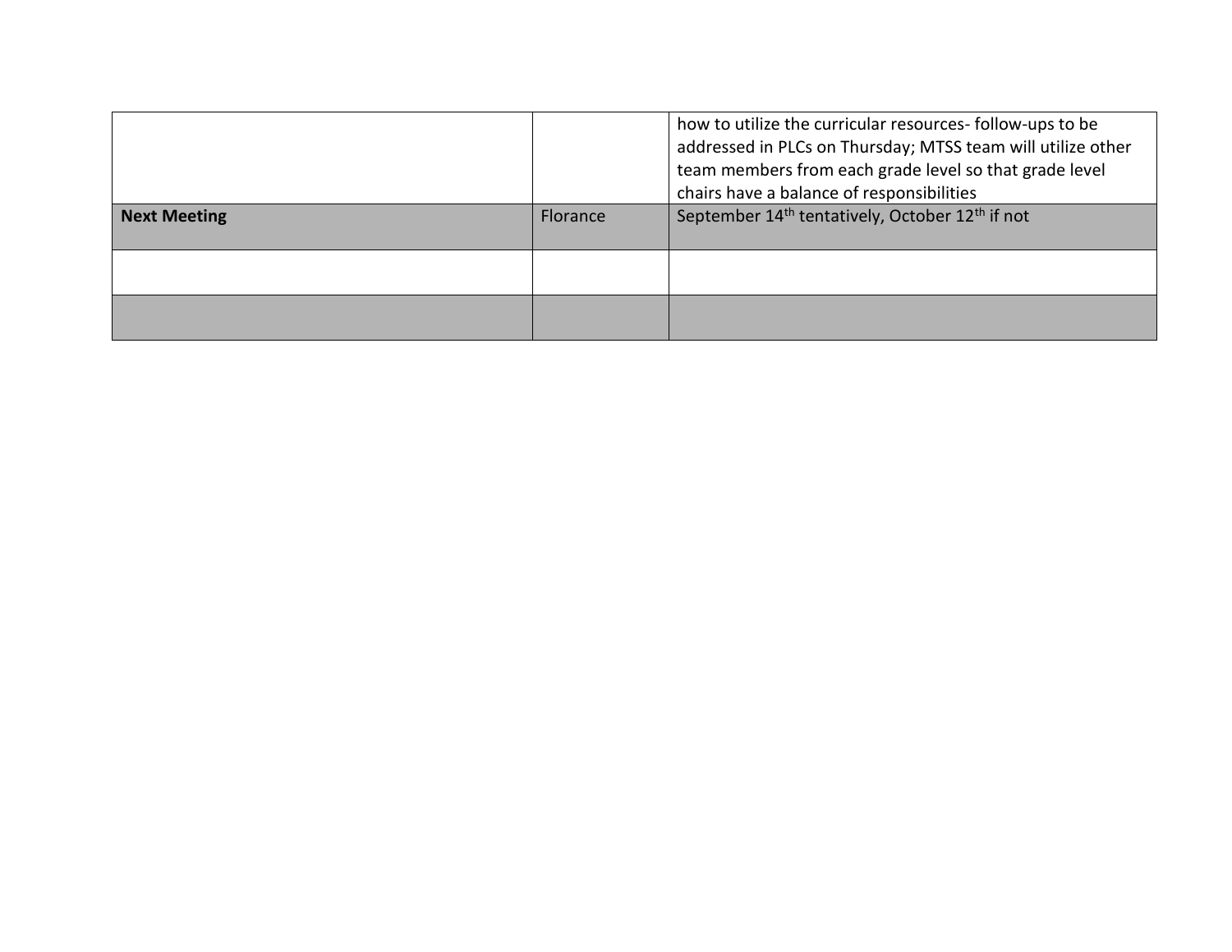| | | |
|---|---|---|
| | | how to utilize the curricular resources- follow-ups to be addressed in PLCs on Thursday; MTSS team will utilize other team members from each grade level so that grade level chairs have a balance of responsibilities |
| **Next Meeting** | Florance | September 14th tentatively, October 12th if not |
| | | |
| | | |